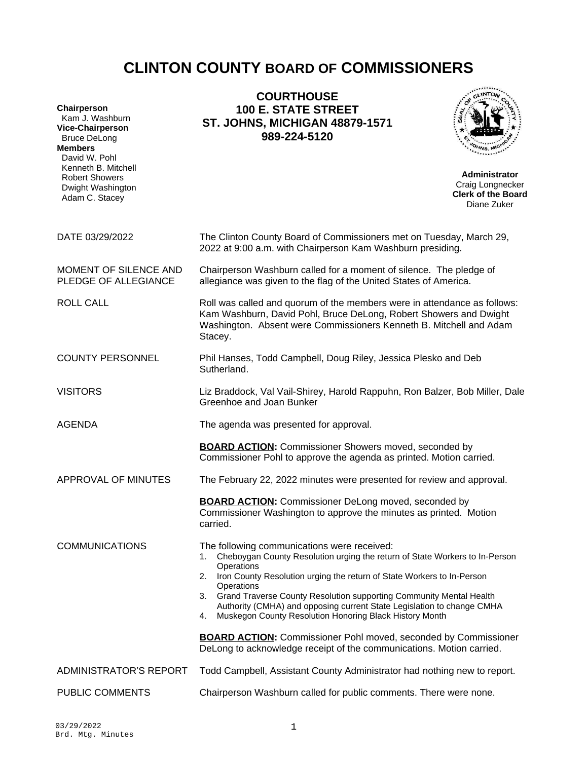# CLINTON COUNTY BOARD OF COMMISSIONERS

**Chairperson**
Kam J. Washburn
**Vice-Chairperson**
Bruce DeLong
**Members**
David W. Pohl
Kenneth B. Mitchell
Robert Showers
Dwight Washington
Adam C. Stacey

**COURTHOUSE**
**100 E. STATE STREET**
**ST. JOHNS, MICHIGAN 48879-1571**
**989-224-5120**

**Administrator**
Craig Longnecker
**Clerk of the Board**
Diane Zuker

DATE 03/29/2022 — The Clinton County Board of Commissioners met on Tuesday, March 29, 2022 at 9:00 a.m. with Chairperson Kam Washburn presiding.

MOMENT OF SILENCE AND PLEDGE OF ALLEGIANCE — Chairperson Washburn called for a moment of silence. The pledge of allegiance was given to the flag of the United States of America.

ROLL CALL — Roll was called and quorum of the members were in attendance as follows: Kam Washburn, David Pohl, Bruce DeLong, Robert Showers and Dwight Washington. Absent were Commissioners Kenneth B. Mitchell and Adam Stacey.

COUNTY PERSONNEL — Phil Hanses, Todd Campbell, Doug Riley, Jessica Plesko and Deb Sutherland.

VISITORS — Liz Braddock, Val Vail-Shirey, Harold Rappuhn, Ron Balzer, Bob Miller, Dale Greenhoe and Joan Bunker

AGENDA — The agenda was presented for approval.

**BOARD ACTION:** Commissioner Showers moved, seconded by Commissioner Pohl to approve the agenda as printed. Motion carried.

APPROVAL OF MINUTES — The February 22, 2022 minutes were presented for review and approval.

**BOARD ACTION:** Commissioner DeLong moved, seconded by Commissioner Washington to approve the minutes as printed. Motion carried.

COMMUNICATIONS — The following communications were received:

1. Cheboygan County Resolution urging the return of State Workers to In-Person Operations
2. Iron County Resolution urging the return of State Workers to In-Person Operations
3. Grand Traverse County Resolution supporting Community Mental Health Authority (CMHA) and opposing current State Legislation to change CMHA
4. Muskegon County Resolution Honoring Black History Month

**BOARD ACTION:** Commissioner Pohl moved, seconded by Commissioner DeLong to acknowledge receipt of the communications. Motion carried.

ADMINISTRATOR'S REPORT — Todd Campbell, Assistant County Administrator had nothing new to report.

PUBLIC COMMENTS — Chairperson Washburn called for public comments. There were none.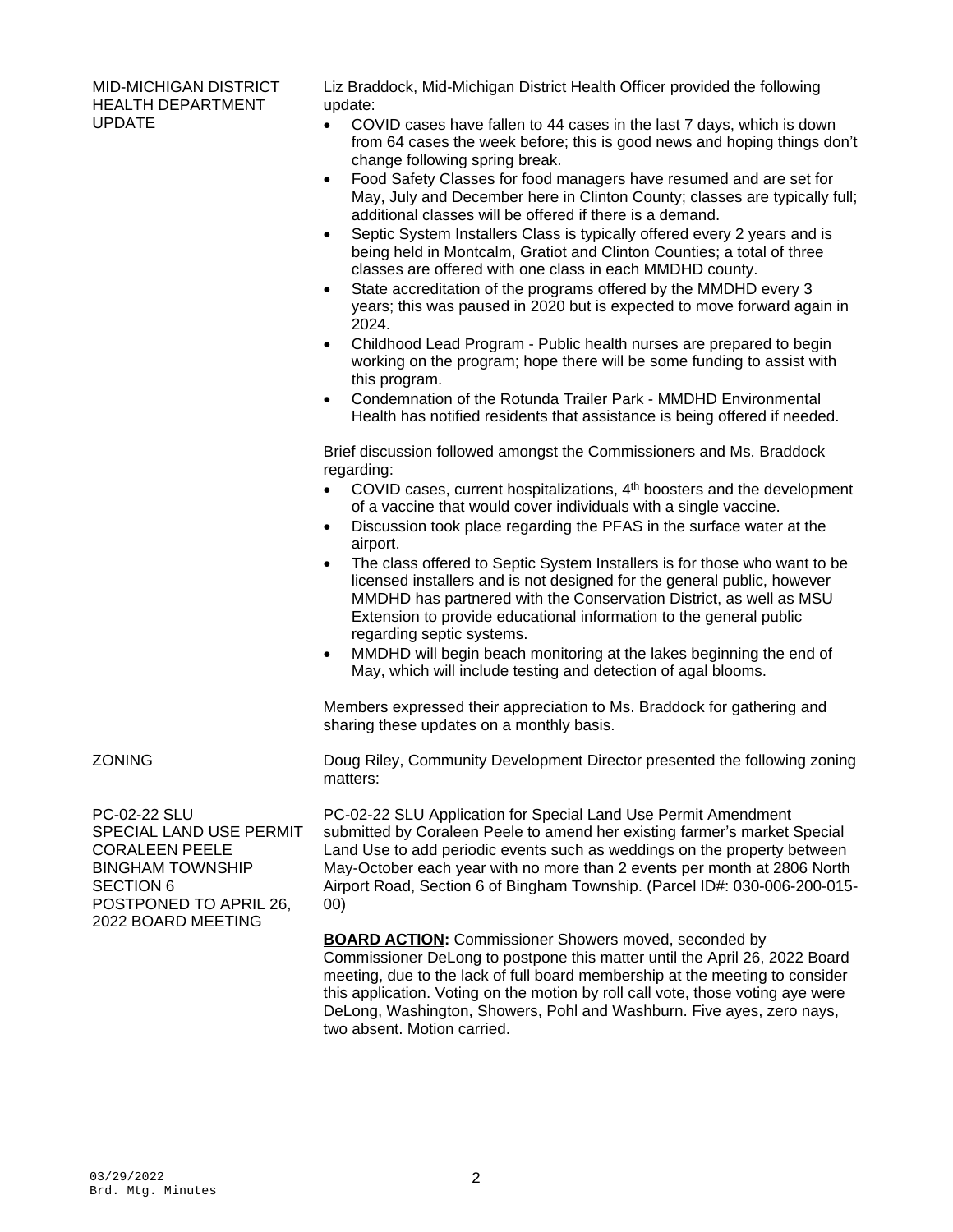**MID-MICHIGAN DISTRICT HEALTH DEPARTMENT UPDATE**

Liz Braddock, Mid-Michigan District Health Officer provided the following update:

- COVID cases have fallen to 44 cases in the last 7 days, which is down from 64 cases the week before; this is good news and hoping things don't change following spring break.
- Food Safety Classes for food managers have resumed and are set for May, July and December here in Clinton County; classes are typically full; additional classes will be offered if there is a demand.
- Septic System Installers Class is typically offered every 2 years and is being held in Montcalm, Gratiot and Clinton Counties; a total of three classes are offered with one class in each MMDHD county.
- State accreditation of the programs offered by the MMDHD every 3 years; this was paused in 2020 but is expected to move forward again in 2024.
- Childhood Lead Program - Public health nurses are prepared to begin working on the program; hope there will be some funding to assist with this program.
- Condemnation of the Rotunda Trailer Park - MMDHD Environmental Health has notified residents that assistance is being offered if needed.

Brief discussion followed amongst the Commissioners and Ms. Braddock regarding:

- COVID cases, current hospitalizations, 4th boosters and the development of a vaccine that would cover individuals with a single vaccine.
- Discussion took place regarding the PFAS in the surface water at the airport.
- The class offered to Septic System Installers is for those who want to be licensed installers and is not designed for the general public, however MMDHD has partnered with the Conservation District, as well as MSU Extension to provide educational information to the general public regarding septic systems.
- MMDHD will begin beach monitoring at the lakes beginning the end of May, which will include testing and detection of agal blooms.

Members expressed their appreciation to Ms. Braddock for gathering and sharing these updates on a monthly basis.

**ZONING**

Doug Riley, Community Development Director presented the following zoning matters:

**PC-02-22 SLU
SPECIAL LAND USE PERMIT
CORALEEN PEELE
BINGHAM TOWNSHIP
SECTION 6
POSTPONED TO APRIL 26, 2022 BOARD MEETING**

PC-02-22 SLU Application for Special Land Use Permit Amendment submitted by Coraleen Peele to amend her existing farmer's market Special Land Use to add periodic events such as weddings on the property between May-October each year with no more than 2 events per month at 2806 North Airport Road, Section 6 of Bingham Township. (Parcel ID#: 030-006-200-015-00)

**BOARD ACTION:** Commissioner Showers moved, seconded by Commissioner DeLong to postpone this matter until the April 26, 2022 Board meeting, due to the lack of full board membership at the meeting to consider this application. Voting on the motion by roll call vote, those voting aye were DeLong, Washington, Showers, Pohl and Washburn. Five ayes, zero nays, two absent. Motion carried.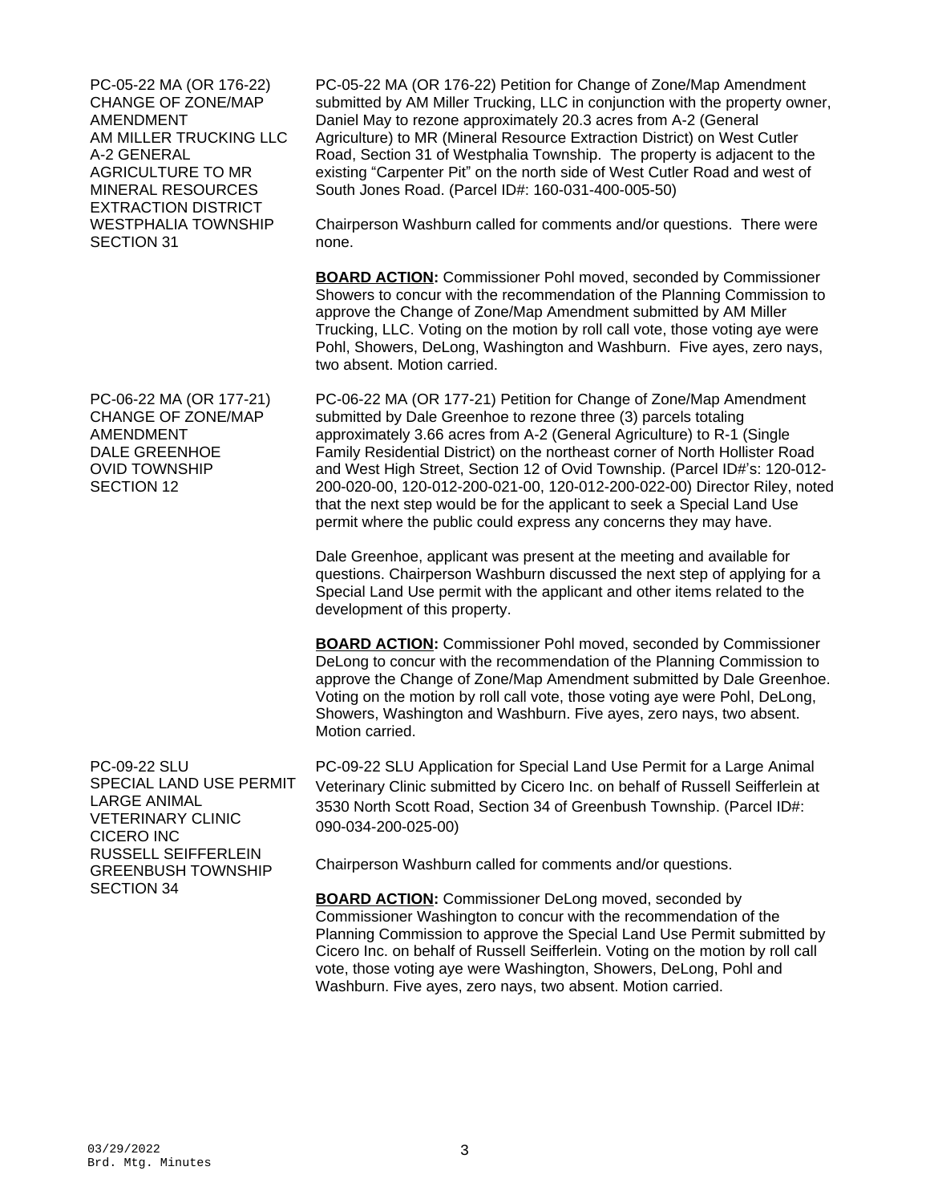PC-05-22 MA (OR 176-22)
CHANGE OF ZONE/MAP AMENDMENT
AM MILLER TRUCKING LLC
A-2 GENERAL AGRICULTURE TO MR MINERAL RESOURCES EXTRACTION DISTRICT
WESTPHALIA TOWNSHIP
SECTION 31

PC-05-22 MA (OR 176-22) Petition for Change of Zone/Map Amendment submitted by AM Miller Trucking, LLC in conjunction with the property owner, Daniel May to rezone approximately 20.3 acres from A-2 (General Agriculture) to MR (Mineral Resource Extraction District) on West Cutler Road, Section 31 of Westphalia Township. The property is adjacent to the existing "Carpenter Pit" on the north side of West Cutler Road and west of South Jones Road. (Parcel ID#: 160-031-400-005-50)

Chairperson Washburn called for comments and/or questions. There were none.

**BOARD ACTION:** Commissioner Pohl moved, seconded by Commissioner Showers to concur with the recommendation of the Planning Commission to approve the Change of Zone/Map Amendment submitted by AM Miller Trucking, LLC. Voting on the motion by roll call vote, those voting aye were Pohl, Showers, DeLong, Washington and Washburn. Five ayes, zero nays, two absent. Motion carried.

PC-06-22 MA (OR 177-21)
CHANGE OF ZONE/MAP AMENDMENT
DALE GREENHOE
OVID TOWNSHIP
SECTION 12

PC-06-22 MA (OR 177-21) Petition for Change of Zone/Map Amendment submitted by Dale Greenhoe to rezone three (3) parcels totaling approximately 3.66 acres from A-2 (General Agriculture) to R-1 (Single Family Residential District) on the northeast corner of North Hollister Road and West High Street, Section 12 of Ovid Township. (Parcel ID#'s: 120-012-200-020-00, 120-012-200-021-00, 120-012-200-022-00) Director Riley, noted that the next step would be for the applicant to seek a Special Land Use permit where the public could express any concerns they may have.

Dale Greenhoe, applicant was present at the meeting and available for questions. Chairperson Washburn discussed the next step of applying for a Special Land Use permit with the applicant and other items related to the development of this property.

**BOARD ACTION:** Commissioner Pohl moved, seconded by Commissioner DeLong to concur with the recommendation of the Planning Commission to approve the Change of Zone/Map Amendment submitted by Dale Greenhoe. Voting on the motion by roll call vote, those voting aye were Pohl, DeLong, Showers, Washington and Washburn. Five ayes, zero nays, two absent. Motion carried.

PC-09-22 SLU
SPECIAL LAND USE PERMIT
LARGE ANIMAL VETERINARY CLINIC
CICERO INC
RUSSELL SEIFFERLEIN
GREENBUSH TOWNSHIP
SECTION 34

PC-09-22 SLU Application for Special Land Use Permit for a Large Animal Veterinary Clinic submitted by Cicero Inc. on behalf of Russell Seifferlein at 3530 North Scott Road, Section 34 of Greenbush Township. (Parcel ID#: 090-034-200-025-00)

Chairperson Washburn called for comments and/or questions.

**BOARD ACTION:** Commissioner DeLong moved, seconded by Commissioner Washington to concur with the recommendation of the Planning Commission to approve the Special Land Use Permit submitted by Cicero Inc. on behalf of Russell Seifferlein. Voting on the motion by roll call vote, those voting aye were Washington, Showers, DeLong, Pohl and Washburn. Five ayes, zero nays, two absent. Motion carried.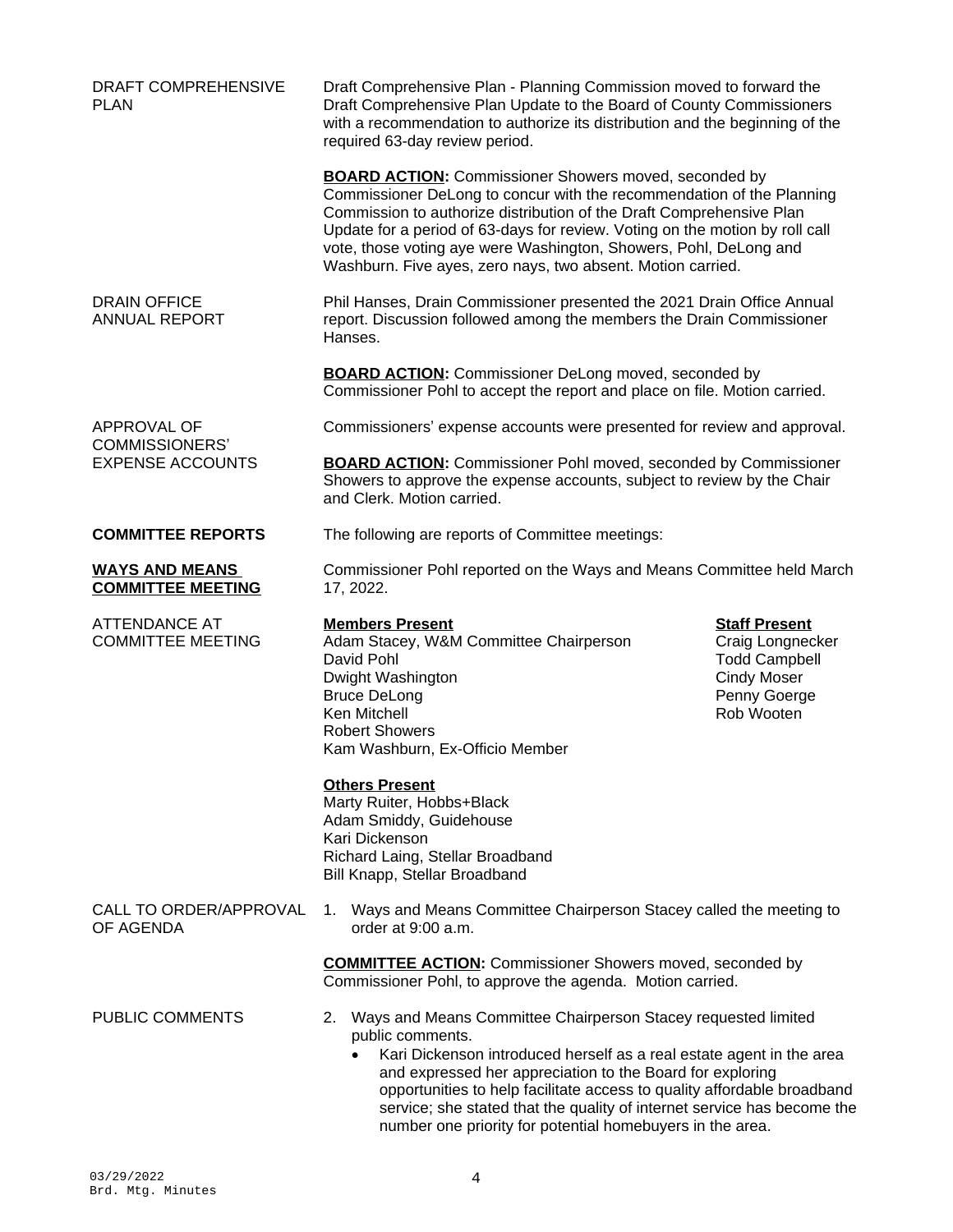DRAFT COMPREHENSIVE PLAN

Draft Comprehensive Plan - Planning Commission moved to forward the Draft Comprehensive Plan Update to the Board of County Commissioners with a recommendation to authorize its distribution and the beginning of the required 63-day review period.

**BOARD ACTION:** Commissioner Showers moved, seconded by Commissioner DeLong to concur with the recommendation of the Planning Commission to authorize distribution of the Draft Comprehensive Plan Update for a period of 63-days for review. Voting on the motion by roll call vote, those voting aye were Washington, Showers, Pohl, DeLong and Washburn. Five ayes, zero nays, two absent. Motion carried.

DRAIN OFFICE ANNUAL REPORT

Phil Hanses, Drain Commissioner presented the 2021 Drain Office Annual report. Discussion followed among the members the Drain Commissioner Hanses.

**BOARD ACTION:** Commissioner DeLong moved, seconded by Commissioner Pohl to accept the report and place on file. Motion carried.

APPROVAL OF COMMISSIONERS' EXPENSE ACCOUNTS

Commissioners' expense accounts were presented for review and approval.

**BOARD ACTION:** Commissioner Pohl moved, seconded by Commissioner Showers to approve the expense accounts, subject to review by the Chair and Clerk. Motion carried.

**COMMITTEE REPORTS**

The following are reports of Committee meetings:

**WAYS AND MEANS COMMITTEE MEETING**

Commissioner Pohl reported on the Ways and Means Committee held March 17, 2022.

ATTENDANCE AT COMMITTEE MEETING

**Members Present**
Adam Stacey, W&M Committee Chairperson
David Pohl
Dwight Washington
Bruce DeLong
Ken Mitchell
Robert Showers
Kam Washburn, Ex-Officio Member

**Staff Present**
Craig Longnecker
Todd Campbell
Cindy Moser
Penny Goerge
Rob Wooten

**Others Present**
Marty Ruiter, Hobbs+Black
Adam Smiddy, Guidehouse
Kari Dickenson
Richard Laing, Stellar Broadband
Bill Knapp, Stellar Broadband

CALL TO ORDER/APPROVAL OF AGENDA

1. Ways and Means Committee Chairperson Stacey called the meeting to order at 9:00 a.m.

**COMMITTEE ACTION:** Commissioner Showers moved, seconded by Commissioner Pohl, to approve the agenda. Motion carried.

PUBLIC COMMENTS

2. Ways and Means Committee Chairperson Stacey requested limited public comments.
   - Kari Dickenson introduced herself as a real estate agent in the area and expressed her appreciation to the Board for exploring opportunities to help facilitate access to quality affordable broadband service; she stated that the quality of internet service has become the number one priority for potential homebuyers in the area.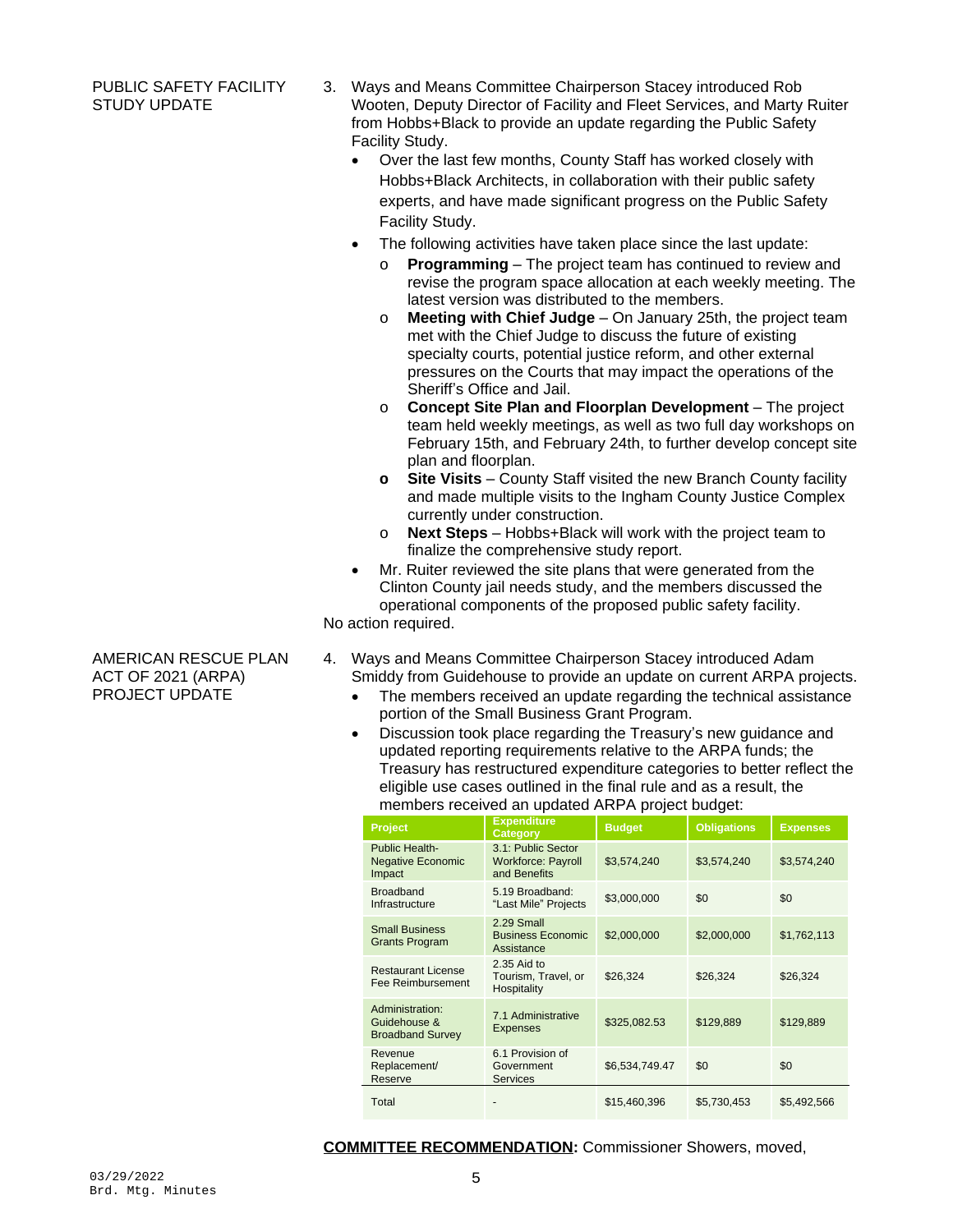PUBLIC SAFETY FACILITY STUDY UPDATE

3. Ways and Means Committee Chairperson Stacey introduced Rob Wooten, Deputy Director of Facility and Fleet Services, and Marty Ruiter from Hobbs+Black to provide an update regarding the Public Safety Facility Study.
   - Over the last few months, County Staff has worked closely with Hobbs+Black Architects, in collaboration with their public safety experts, and have made significant progress on the Public Safety Facility Study.
   - The following activities have taken place since the last update:
     - **Programming** – The project team has continued to review and revise the program space allocation at each weekly meeting. The latest version was distributed to the members.
     - **Meeting with Chief Judge** – On January 25th, the project team met with the Chief Judge to discuss the future of existing specialty courts, potential justice reform, and other external pressures on the Courts that may impact the operations of the Sheriff's Office and Jail.
     - **Concept Site Plan and Floorplan Development** – The project team held weekly meetings, as well as two full day workshops on February 15th, and February 24th, to further develop concept site plan and floorplan.
     - **Site Visits** – County Staff visited the new Branch County facility and made multiple visits to the Ingham County Justice Complex currently under construction.
     - **Next Steps** – Hobbs+Black will work with the project team to finalize the comprehensive study report.
   - Mr. Ruiter reviewed the site plans that were generated from the Clinton County jail needs study, and the members discussed the operational components of the proposed public safety facility.

No action required.

AMERICAN RESCUE PLAN ACT OF 2021 (ARPA) PROJECT UPDATE

4. Ways and Means Committee Chairperson Stacey introduced Adam Smiddy from Guidehouse to provide an update on current ARPA projects.
   - The members received an update regarding the technical assistance portion of the Small Business Grant Program.
   - Discussion took place regarding the Treasury's new guidance and updated reporting requirements relative to the ARPA funds; the Treasury has restructured expenditure categories to better reflect the eligible use cases outlined in the final rule and as a result, the members received an updated ARPA project budget:

| Project | Expenditure Category | Budget | Obligations | Expenses |
|---|---|---|---|---|
| Public Health-Negative Economic Impact | 3.1: Public Sector Workforce: Payroll and Benefits | $3,574,240 | $3,574,240 | $3,574,240 |
| Broadband Infrastructure | 5.19 Broadband: "Last Mile" Projects | $3,000,000 | $0 | $0 |
| Small Business Grants Program | 2.29 Small Business Economic Assistance | $2,000,000 | $2,000,000 | $1,762,113 |
| Restaurant License Fee Reimbursement | 2.35 Aid to Tourism, Travel, or Hospitality | $26,324 | $26,324 | $26,324 |
| Administration: Guidehouse & Broadband Survey | 7.1 Administrative Expenses | $325,082.53 | $129,889 | $129,889 |
| Revenue Replacement/ Reserve | 6.1 Provision of Government Services | $6,534,749.47 | $0 | $0 |
| Total | - | $15,460,396 | $5,730,453 | $5,492,566 |

**COMMITTEE RECOMMENDATION:** Commissioner Showers, moved,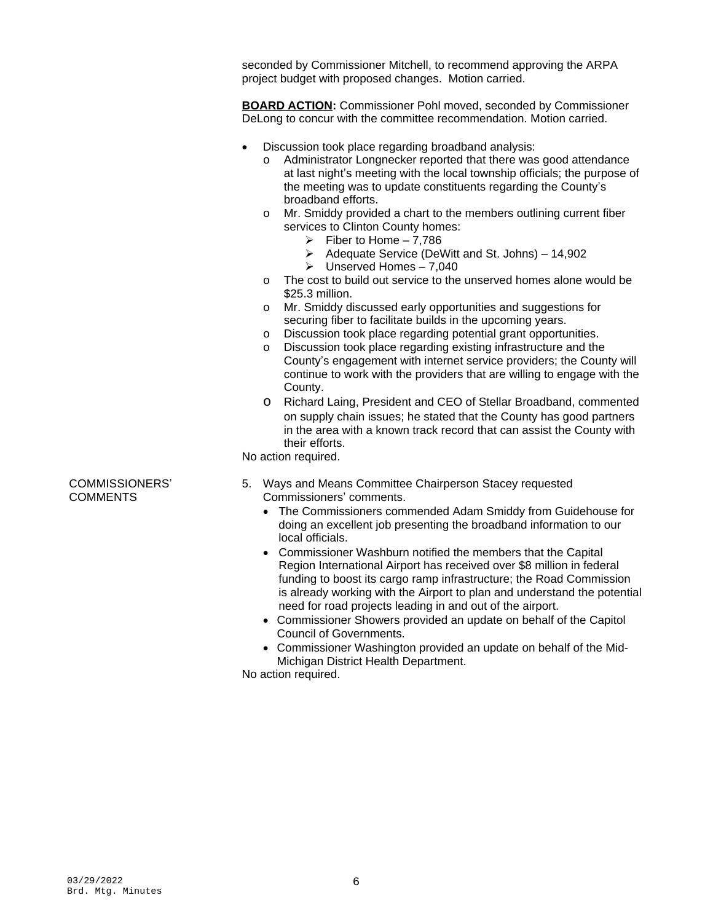seconded by Commissioner Mitchell, to recommend approving the ARPA project budget with proposed changes. Motion carried.

**BOARD ACTION:** Commissioner Pohl moved, seconded by Commissioner DeLong to concur with the committee recommendation. Motion carried.

- Discussion took place regarding broadband analysis:
  - Administrator Longnecker reported that there was good attendance at last night's meeting with the local township officials; the purpose of the meeting was to update constituents regarding the County's broadband efforts.
  - Mr. Smiddy provided a chart to the members outlining current fiber services to Clinton County homes:
    - Fiber to Home – 7,786
    - Adequate Service (DeWitt and St. Johns) – 14,902
    - Unserved Homes – 7,040
  - The cost to build out service to the unserved homes alone would be $25.3 million.
  - Mr. Smiddy discussed early opportunities and suggestions for securing fiber to facilitate builds in the upcoming years.
  - Discussion took place regarding potential grant opportunities.
  - Discussion took place regarding existing infrastructure and the County's engagement with internet service providers; the County will continue to work with the providers that are willing to engage with the County.
  - Richard Laing, President and CEO of Stellar Broadband, commented on supply chain issues; he stated that the County has good partners in the area with a known track record that can assist the County with their efforts.

No action required.

COMMISSIONERS' COMMENTS

5. Ways and Means Committee Chairperson Stacey requested Commissioners' comments.
   - The Commissioners commended Adam Smiddy from Guidehouse for doing an excellent job presenting the broadband information to our local officials.
   - Commissioner Washburn notified the members that the Capital Region International Airport has received over $8 million in federal funding to boost its cargo ramp infrastructure; the Road Commission is already working with the Airport to plan and understand the potential need for road projects leading in and out of the airport.
   - Commissioner Showers provided an update on behalf of the Capitol Council of Governments.
   - Commissioner Washington provided an update on behalf of the Mid-Michigan District Health Department.

No action required.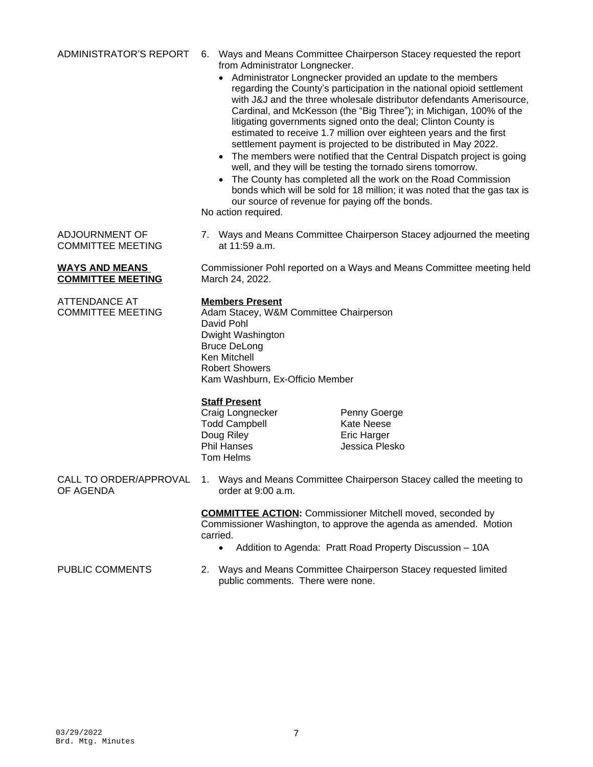ADMINISTRATOR'S REPORT

6. Ways and Means Committee Chairperson Stacey requested the report from Administrator Longnecker.
   - Administrator Longnecker provided an update to the members regarding the County's participation in the national opioid settlement with J&J and the three wholesale distributor defendants Amerisource, Cardinal, and McKesson (the "Big Three"); in Michigan, 100% of the litigating governments signed onto the deal; Clinton County is estimated to receive 1.7 million over eighteen years and the first settlement payment is projected to be distributed in May 2022.
   - The members were notified that the Central Dispatch project is going well, and they will be testing the tornado sirens tomorrow.
   - The County has completed all the work on the Road Commission bonds which will be sold for 18 million; it was noted that the gas tax is our source of revenue for paying off the bonds.

No action required.

ADJOURNMENT OF COMMITTEE MEETING

7. Ways and Means Committee Chairperson Stacey adjourned the meeting at 11:59 a.m.

**WAYS AND MEANS COMMITTEE MEETING**

Commissioner Pohl reported on a Ways and Means Committee meeting held March 24, 2022.

ATTENDANCE AT COMMITTEE MEETING

**Members Present**

Adam Stacey, W&M Committee Chairperson
David Pohl
Dwight Washington
Bruce DeLong
Ken Mitchell
Robert Showers
Kam Washburn, Ex-Officio Member

**Staff Present**

| | |
|---|---|
| Craig Longnecker | Penny Goerge |
| Todd Campbell | Kate Neese |
| Doug Riley | Eric Harger |
| Phil Hanses | Jessica Plesko |
| Tom Helms | |

CALL TO ORDER/APPROVAL OF AGENDA

1. Ways and Means Committee Chairperson Stacey called the meeting to order at 9:00 a.m.

**COMMITTEE ACTION:** Commissioner Mitchell moved, seconded by Commissioner Washington, to approve the agenda as amended. Motion carried.

- Addition to Agenda: Pratt Road Property Discussion – 10A

PUBLIC COMMENTS

2. Ways and Means Committee Chairperson Stacey requested limited public comments. There were none.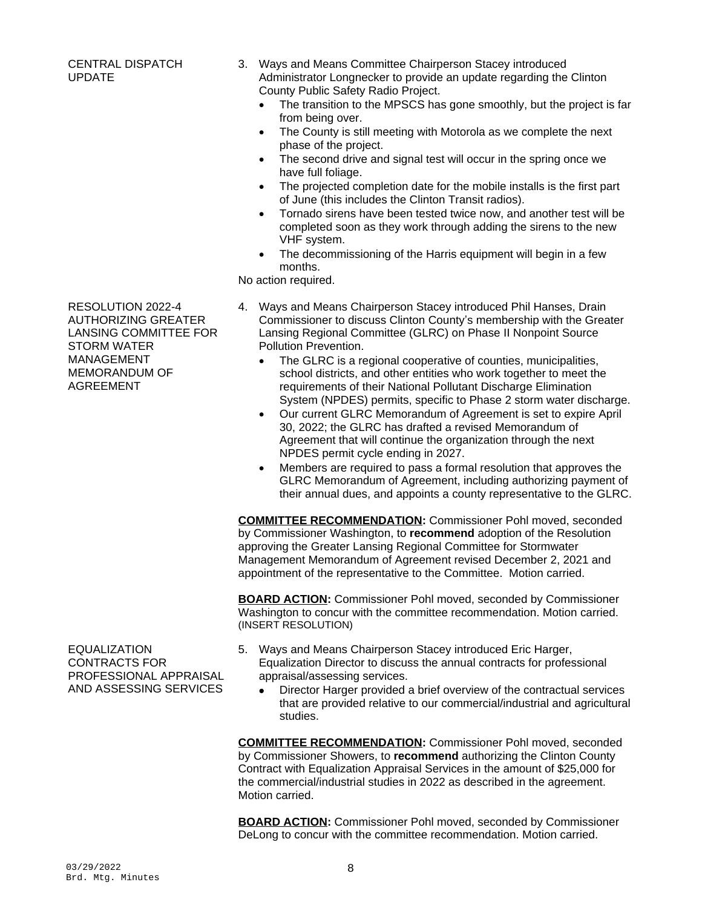**CENTRAL DISPATCH UPDATE**

3. Ways and Means Committee Chairperson Stacey introduced Administrator Longnecker to provide an update regarding the Clinton County Public Safety Radio Project.
   - The transition to the MPSCS has gone smoothly, but the project is far from being over.
   - The County is still meeting with Motorola as we complete the next phase of the project.
   - The second drive and signal test will occur in the spring once we have full foliage.
   - The projected completion date for the mobile installs is the first part of June (this includes the Clinton Transit radios).
   - Tornado sirens have been tested twice now, and another test will be completed soon as they work through adding the sirens to the new VHF system.
   - The decommissioning of the Harris equipment will begin in a few months.

No action required.

**RESOLUTION 2022-4 AUTHORIZING GREATER LANSING COMMITTEE FOR STORM WATER MANAGEMENT MEMORANDUM OF AGREEMENT**

4. Ways and Means Chairperson Stacey introduced Phil Hanses, Drain Commissioner to discuss Clinton County's membership with the Greater Lansing Regional Committee (GLRC) on Phase II Nonpoint Source Pollution Prevention.
   - The GLRC is a regional cooperative of counties, municipalities, school districts, and other entities who work together to meet the requirements of their National Pollutant Discharge Elimination System (NPDES) permits, specific to Phase 2 storm water discharge.
   - Our current GLRC Memorandum of Agreement is set to expire April 30, 2022; the GLRC has drafted a revised Memorandum of Agreement that will continue the organization through the next NPDES permit cycle ending in 2027.
   - Members are required to pass a formal resolution that approves the GLRC Memorandum of Agreement, including authorizing payment of their annual dues, and appoints a county representative to the GLRC.

**COMMITTEE RECOMMENDATION:** Commissioner Pohl moved, seconded by Commissioner Washington, to **recommend** adoption of the Resolution approving the Greater Lansing Regional Committee for Stormwater Management Memorandum of Agreement revised December 2, 2021 and appointment of the representative to the Committee. Motion carried.

**BOARD ACTION:** Commissioner Pohl moved, seconded by Commissioner Washington to concur with the committee recommendation. Motion carried. (INSERT RESOLUTION)

**EQUALIZATION CONTRACTS FOR PROFESSIONAL APPRAISAL AND ASSESSING SERVICES**

5. Ways and Means Chairperson Stacey introduced Eric Harger, Equalization Director to discuss the annual contracts for professional appraisal/assessing services.
   - Director Harger provided a brief overview of the contractual services that are provided relative to our commercial/industrial and agricultural studies.

**COMMITTEE RECOMMENDATION:** Commissioner Pohl moved, seconded by Commissioner Showers, to **recommend** authorizing the Clinton County Contract with Equalization Appraisal Services in the amount of $25,000 for the commercial/industrial studies in 2022 as described in the agreement. Motion carried.

**BOARD ACTION:** Commissioner Pohl moved, seconded by Commissioner DeLong to concur with the committee recommendation. Motion carried.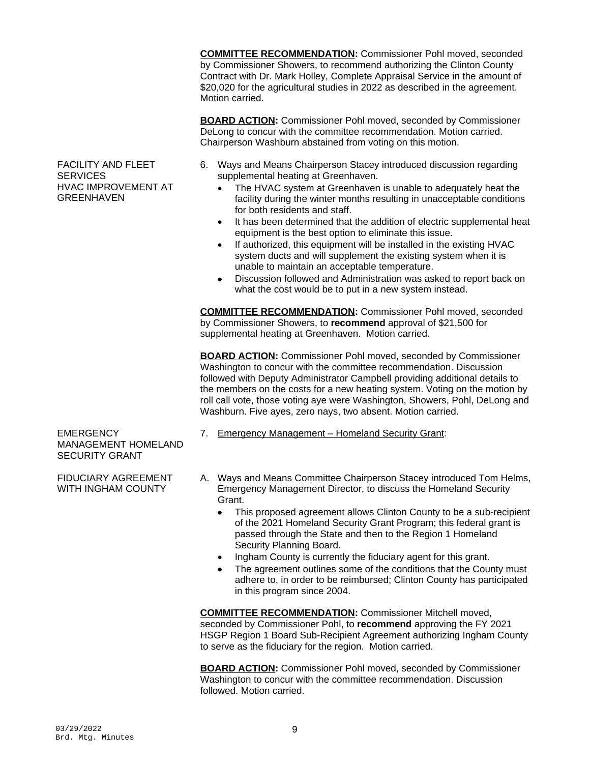**COMMITTEE RECOMMENDATION:** Commissioner Pohl moved, seconded by Commissioner Showers, to recommend authorizing the Clinton County Contract with Dr. Mark Holley, Complete Appraisal Service in the amount of $20,020 for the agricultural studies in 2022 as described in the agreement. Motion carried.

**BOARD ACTION:** Commissioner Pohl moved, seconded by Commissioner DeLong to concur with the committee recommendation. Motion carried. Chairperson Washburn abstained from voting on this motion.

FACILITY AND FLEET SERVICES
HVAC IMPROVEMENT AT GREENHAVEN

6. Ways and Means Chairperson Stacey introduced discussion regarding supplemental heating at Greenhaven.
   - The HVAC system at Greenhaven is unable to adequately heat the facility during the winter months resulting in unacceptable conditions for both residents and staff.
   - It has been determined that the addition of electric supplemental heat equipment is the best option to eliminate this issue.
   - If authorized, this equipment will be installed in the existing HVAC system ducts and will supplement the existing system when it is unable to maintain an acceptable temperature.
   - Discussion followed and Administration was asked to report back on what the cost would be to put in a new system instead.

**COMMITTEE RECOMMENDATION:** Commissioner Pohl moved, seconded by Commissioner Showers, to **recommend** approval of $21,500 for supplemental heating at Greenhaven. Motion carried.

**BOARD ACTION:** Commissioner Pohl moved, seconded by Commissioner Washington to concur with the committee recommendation. Discussion followed with Deputy Administrator Campbell providing additional details to the members on the costs for a new heating system. Voting on the motion by roll call vote, those voting aye were Washington, Showers, Pohl, DeLong and Washburn. Five ayes, zero nays, two absent. Motion carried.

EMERGENCY MANAGEMENT HOMELAND SECURITY GRANT

7. Emergency Management – Homeland Security Grant:

FIDUCIARY AGREEMENT WITH INGHAM COUNTY

A. Ways and Means Committee Chairperson Stacey introduced Tom Helms, Emergency Management Director, to discuss the Homeland Security Grant.
   - This proposed agreement allows Clinton County to be a sub-recipient of the 2021 Homeland Security Grant Program; this federal grant is passed through the State and then to the Region 1 Homeland Security Planning Board.
   - Ingham County is currently the fiduciary agent for this grant.
   - The agreement outlines some of the conditions that the County must adhere to, in order to be reimbursed; Clinton County has participated in this program since 2004.

**COMMITTEE RECOMMENDATION:** Commissioner Mitchell moved, seconded by Commissioner Pohl, to **recommend** approving the FY 2021 HSGP Region 1 Board Sub-Recipient Agreement authorizing Ingham County to serve as the fiduciary for the region. Motion carried.

**BOARD ACTION:** Commissioner Pohl moved, seconded by Commissioner Washington to concur with the committee recommendation. Discussion followed. Motion carried.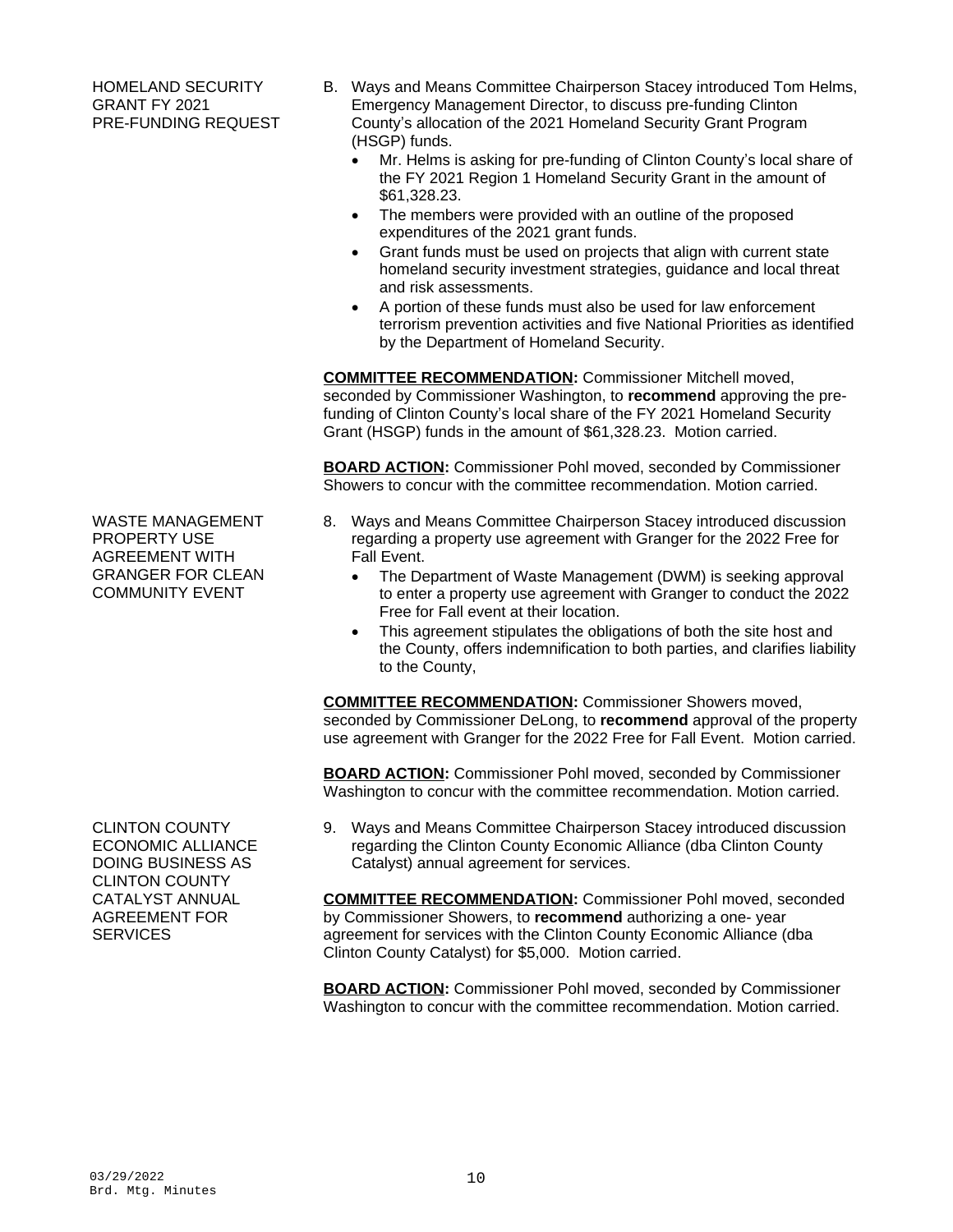HOMELAND SECURITY GRANT FY 2021 PRE-FUNDING REQUEST

B. Ways and Means Committee Chairperson Stacey introduced Tom Helms, Emergency Management Director, to discuss pre-funding Clinton County's allocation of the 2021 Homeland Security Grant Program (HSGP) funds.
   - Mr. Helms is asking for pre-funding of Clinton County's local share of the FY 2021 Region 1 Homeland Security Grant in the amount of $61,328.23.
   - The members were provided with an outline of the proposed expenditures of the 2021 grant funds.
   - Grant funds must be used on projects that align with current state homeland security investment strategies, guidance and local threat and risk assessments.
   - A portion of these funds must also be used for law enforcement terrorism prevention activities and five National Priorities as identified by the Department of Homeland Security.

**COMMITTEE RECOMMENDATION:** Commissioner Mitchell moved, seconded by Commissioner Washington, to **recommend** approving the pre-funding of Clinton County's local share of the FY 2021 Homeland Security Grant (HSGP) funds in the amount of $61,328.23. Motion carried.

**BOARD ACTION:** Commissioner Pohl moved, seconded by Commissioner Showers to concur with the committee recommendation. Motion carried.

WASTE MANAGEMENT PROPERTY USE AGREEMENT WITH GRANGER FOR CLEAN COMMUNITY EVENT

8. Ways and Means Committee Chairperson Stacey introduced discussion regarding a property use agreement with Granger for the 2022 Free for Fall Event.
   - The Department of Waste Management (DWM) is seeking approval to enter a property use agreement with Granger to conduct the 2022 Free for Fall event at their location.
   - This agreement stipulates the obligations of both the site host and the County, offers indemnification to both parties, and clarifies liability to the County,

**COMMITTEE RECOMMENDATION:** Commissioner Showers moved, seconded by Commissioner DeLong, to **recommend** approval of the property use agreement with Granger for the 2022 Free for Fall Event. Motion carried.

**BOARD ACTION:** Commissioner Pohl moved, seconded by Commissioner Washington to concur with the committee recommendation. Motion carried.

CLINTON COUNTY ECONOMIC ALLIANCE DOING BUSINESS AS CLINTON COUNTY CATALYST ANNUAL AGREEMENT FOR SERVICES

9. Ways and Means Committee Chairperson Stacey introduced discussion regarding the Clinton County Economic Alliance (dba Clinton County Catalyst) annual agreement for services.

**COMMITTEE RECOMMENDATION:** Commissioner Pohl moved, seconded by Commissioner Showers, to **recommend** authorizing a one- year agreement for services with the Clinton County Economic Alliance (dba Clinton County Catalyst) for $5,000. Motion carried.

**BOARD ACTION:** Commissioner Pohl moved, seconded by Commissioner Washington to concur with the committee recommendation. Motion carried.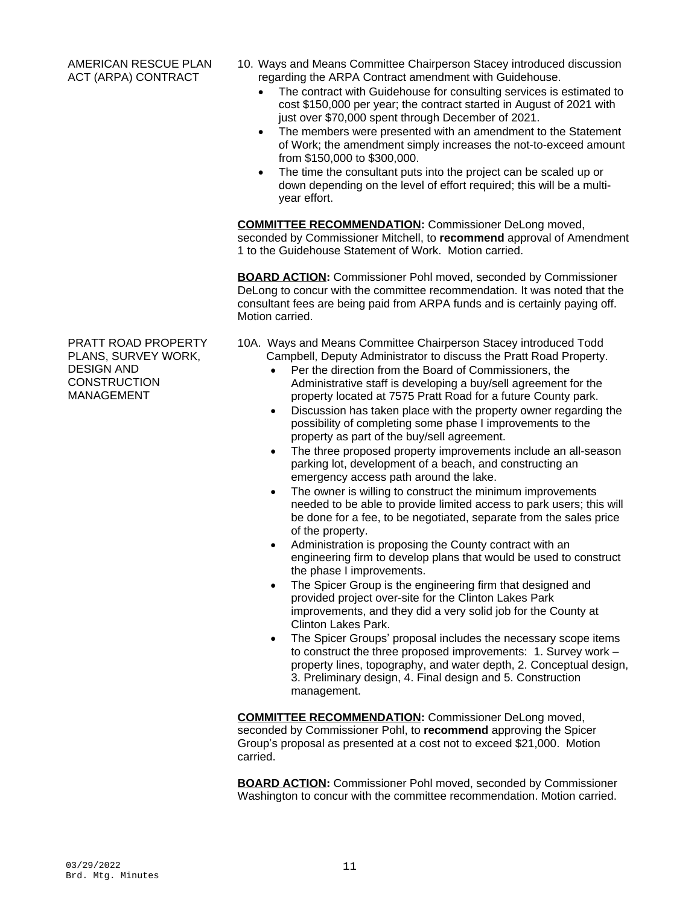**AMERICAN RESCUE PLAN ACT (ARPA) CONTRACT**

10. Ways and Means Committee Chairperson Stacey introduced discussion regarding the ARPA Contract amendment with Guidehouse.
    - The contract with Guidehouse for consulting services is estimated to cost $150,000 per year; the contract started in August of 2021 with just over $70,000 spent through December of 2021.
    - The members were presented with an amendment to the Statement of Work; the amendment simply increases the not-to-exceed amount from $150,000 to $300,000.
    - The time the consultant puts into the project can be scaled up or down depending on the level of effort required; this will be a multi-year effort.

**COMMITTEE RECOMMENDATION:** Commissioner DeLong moved, seconded by Commissioner Mitchell, to **recommend** approval of Amendment 1 to the Guidehouse Statement of Work. Motion carried.

**BOARD ACTION:** Commissioner Pohl moved, seconded by Commissioner DeLong to concur with the committee recommendation. It was noted that the consultant fees are being paid from ARPA funds and is certainly paying off. Motion carried.

**PRATT ROAD PROPERTY PLANS, SURVEY WORK, DESIGN AND CONSTRUCTION MANAGEMENT**

10A. Ways and Means Committee Chairperson Stacey introduced Todd Campbell, Deputy Administrator to discuss the Pratt Road Property.
    - Per the direction from the Board of Commissioners, the Administrative staff is developing a buy/sell agreement for the property located at 7575 Pratt Road for a future County park.
    - Discussion has taken place with the property owner regarding the possibility of completing some phase I improvements to the property as part of the buy/sell agreement.
    - The three proposed property improvements include an all-season parking lot, development of a beach, and constructing an emergency access path around the lake.
    - The owner is willing to construct the minimum improvements needed to be able to provide limited access to park users; this will be done for a fee, to be negotiated, separate from the sales price of the property.
    - Administration is proposing the County contract with an engineering firm to develop plans that would be used to construct the phase I improvements.
    - The Spicer Group is the engineering firm that designed and provided project over-site for the Clinton Lakes Park improvements, and they did a very solid job for the County at Clinton Lakes Park.
    - The Spicer Groups' proposal includes the necessary scope items to construct the three proposed improvements: 1. Survey work – property lines, topography, and water depth, 2. Conceptual design, 3. Preliminary design, 4. Final design and 5. Construction management.

**COMMITTEE RECOMMENDATION:** Commissioner DeLong moved, seconded by Commissioner Pohl, to **recommend** approving the Spicer Group's proposal as presented at a cost not to exceed $21,000. Motion carried.

**BOARD ACTION:** Commissioner Pohl moved, seconded by Commissioner Washington to concur with the committee recommendation. Motion carried.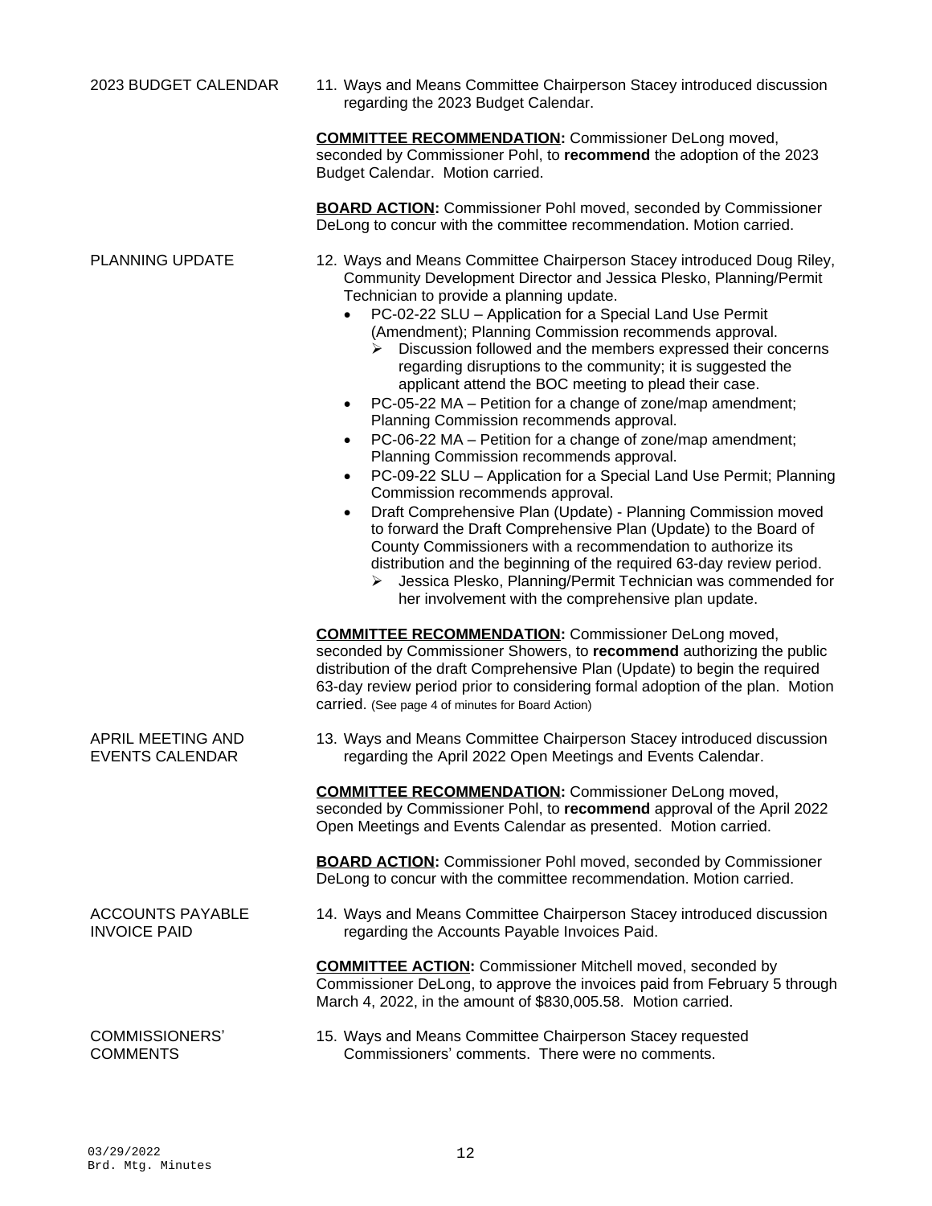**2023 BUDGET CALENDAR**

11. Ways and Means Committee Chairperson Stacey introduced discussion regarding the 2023 Budget Calendar.

**COMMITTEE RECOMMENDATION:** Commissioner DeLong moved, seconded by Commissioner Pohl, to **recommend** the adoption of the 2023 Budget Calendar. Motion carried.

**BOARD ACTION:** Commissioner Pohl moved, seconded by Commissioner DeLong to concur with the committee recommendation. Motion carried.

**PLANNING UPDATE**

12. Ways and Means Committee Chairperson Stacey introduced Doug Riley, Community Development Director and Jessica Plesko, Planning/Permit Technician to provide a planning update.
    - PC-02-22 SLU – Application for a Special Land Use Permit (Amendment); Planning Commission recommends approval.
        - Discussion followed and the members expressed their concerns regarding disruptions to the community; it is suggested the applicant attend the BOC meeting to plead their case.
    - PC-05-22 MA – Petition for a change of zone/map amendment; Planning Commission recommends approval.
    - PC-06-22 MA – Petition for a change of zone/map amendment; Planning Commission recommends approval.
    - PC-09-22 SLU – Application for a Special Land Use Permit; Planning Commission recommends approval.
    - Draft Comprehensive Plan (Update) - Planning Commission moved to forward the Draft Comprehensive Plan (Update) to the Board of County Commissioners with a recommendation to authorize its distribution and the beginning of the required 63-day review period.
        - Jessica Plesko, Planning/Permit Technician was commended for her involvement with the comprehensive plan update.

**COMMITTEE RECOMMENDATION:** Commissioner DeLong moved, seconded by Commissioner Showers, to **recommend** authorizing the public distribution of the draft Comprehensive Plan (Update) to begin the required 63-day review period prior to considering formal adoption of the plan. Motion carried. (See page 4 of minutes for Board Action)

**APRIL MEETING AND EVENTS CALENDAR**

13. Ways and Means Committee Chairperson Stacey introduced discussion regarding the April 2022 Open Meetings and Events Calendar.

**COMMITTEE RECOMMENDATION:** Commissioner DeLong moved, seconded by Commissioner Pohl, to **recommend** approval of the April 2022 Open Meetings and Events Calendar as presented. Motion carried.

**BOARD ACTION:** Commissioner Pohl moved, seconded by Commissioner DeLong to concur with the committee recommendation. Motion carried.

**ACCOUNTS PAYABLE INVOICE PAID**

14. Ways and Means Committee Chairperson Stacey introduced discussion regarding the Accounts Payable Invoices Paid.

**COMMITTEE ACTION:** Commissioner Mitchell moved, seconded by Commissioner DeLong, to approve the invoices paid from February 5 through March 4, 2022, in the amount of $830,005.58. Motion carried.

**COMMISSIONERS' COMMENTS**

15. Ways and Means Committee Chairperson Stacey requested Commissioners' comments. There were no comments.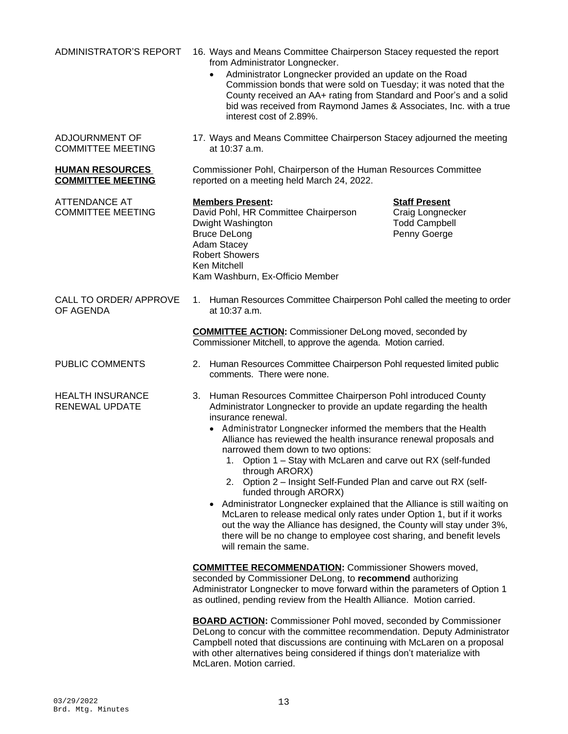**ADMINISTRATOR'S REPORT**

16. Ways and Means Committee Chairperson Stacey requested the report from Administrator Longnecker.
    - Administrator Longnecker provided an update on the Road Commission bonds that were sold on Tuesday; it was noted that the County received an AA+ rating from Standard and Poor's and a solid bid was received from Raymond James & Associates, Inc. with a true interest cost of 2.89%.

**ADJOURNMENT OF COMMITTEE MEETING**

17. Ways and Means Committee Chairperson Stacey adjourned the meeting at 10:37 a.m.

## HUMAN RESOURCES COMMITTEE MEETING

Commissioner Pohl, Chairperson of the Human Resources Committee reported on a meeting held March 24, 2022.

**ATTENDANCE AT COMMITTEE MEETING**

| Members Present: | Staff Present |
|---|---|
| David Pohl, HR Committee Chairperson | Craig Longnecker |
| Dwight Washington | Todd Campbell |
| Bruce DeLong | Penny Goerge |
| Adam Stacey | |
| Robert Showers | |
| Ken Mitchell | |
| Kam Washburn, Ex-Officio Member | |

**CALL TO ORDER/ APPROVE OF AGENDA**

1. Human Resources Committee Chairperson Pohl called the meeting to order at 10:37 a.m.

**COMMITTEE ACTION:** Commissioner DeLong moved, seconded by Commissioner Mitchell, to approve the agenda. Motion carried.

**PUBLIC COMMENTS**

2. Human Resources Committee Chairperson Pohl requested limited public comments. There were none.

**HEALTH INSURANCE RENEWAL UPDATE**

3. Human Resources Committee Chairperson Pohl introduced County Administrator Longnecker to provide an update regarding the health insurance renewal.
   - Administrator Longnecker informed the members that the Health Alliance has reviewed the health insurance renewal proposals and narrowed them down to two options:
     1. Option 1 – Stay with McLaren and carve out RX (self-funded through ARORX)
     2. Option 2 – Insight Self-Funded Plan and carve out RX (self-funded through ARORX)
   - Administrator Longnecker explained that the Alliance is still waiting on McLaren to release medical only rates under Option 1, but if it works out the way the Alliance has designed, the County will stay under 3%, there will be no change to employee cost sharing, and benefit levels will remain the same.

**COMMITTEE RECOMMENDATION:** Commissioner Showers moved, seconded by Commissioner DeLong, to **recommend** authorizing Administrator Longnecker to move forward within the parameters of Option 1 as outlined, pending review from the Health Alliance. Motion carried.

**BOARD ACTION:** Commissioner Pohl moved, seconded by Commissioner DeLong to concur with the committee recommendation. Deputy Administrator Campbell noted that discussions are continuing with McLaren on a proposal with other alternatives being considered if things don't materialize with McLaren. Motion carried.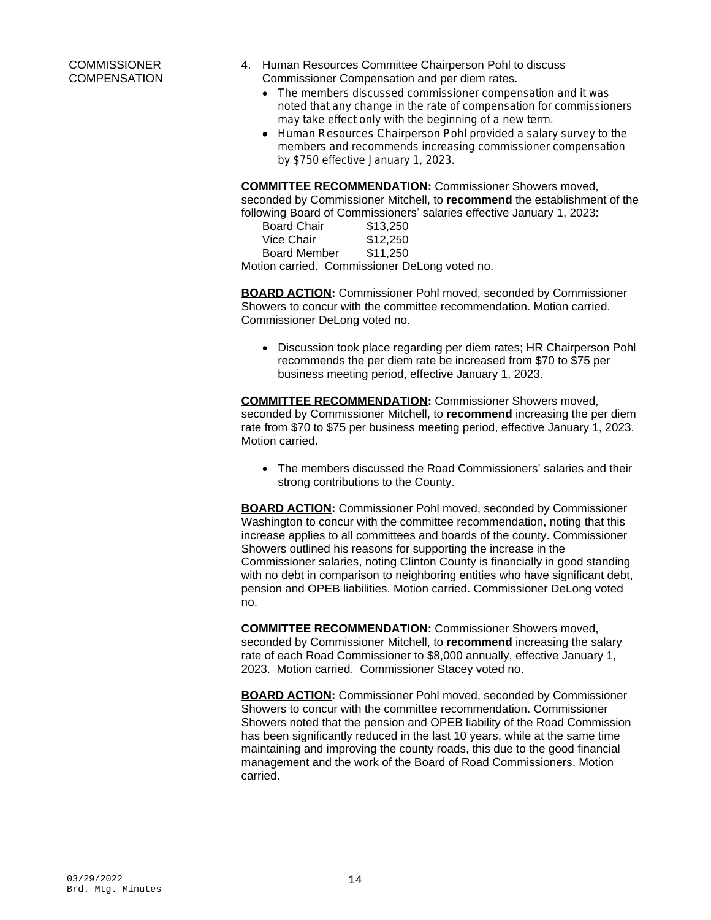COMMISSIONER COMPENSATION

4. Human Resources Committee Chairperson Pohl to discuss Commissioner Compensation and per diem rates.
   - The members discussed commissioner compensation and it was noted that any change in the rate of compensation for commissioners may take effect only with the beginning of a new term.
   - Human Resources Chairperson Pohl provided a salary survey to the members and recommends increasing commissioner compensation by $750 effective January 1, 2023.

**COMMITTEE RECOMMENDATION:** Commissioner Showers moved, seconded by Commissioner Mitchell, to **recommend** the establishment of the following Board of Commissioners' salaries effective January 1, 2023:

| | |
|---|---|
| Board Chair | $13,250 |
| Vice Chair | $12,250 |
| Board Member | $11,250 |

Motion carried. Commissioner DeLong voted no.

**BOARD ACTION:** Commissioner Pohl moved, seconded by Commissioner Showers to concur with the committee recommendation. Motion carried. Commissioner DeLong voted no.

- Discussion took place regarding per diem rates; HR Chairperson Pohl recommends the per diem rate be increased from $70 to $75 per business meeting period, effective January 1, 2023.

**COMMITTEE RECOMMENDATION:** Commissioner Showers moved, seconded by Commissioner Mitchell, to **recommend** increasing the per diem rate from $70 to $75 per business meeting period, effective January 1, 2023. Motion carried.

- The members discussed the Road Commissioners' salaries and their strong contributions to the County.

**BOARD ACTION:** Commissioner Pohl moved, seconded by Commissioner Washington to concur with the committee recommendation, noting that this increase applies to all committees and boards of the county. Commissioner Showers outlined his reasons for supporting the increase in the Commissioner salaries, noting Clinton County is financially in good standing with no debt in comparison to neighboring entities who have significant debt, pension and OPEB liabilities. Motion carried. Commissioner DeLong voted no.

**COMMITTEE RECOMMENDATION:** Commissioner Showers moved, seconded by Commissioner Mitchell, to **recommend** increasing the salary rate of each Road Commissioner to $8,000 annually, effective January 1, 2023. Motion carried. Commissioner Stacey voted no.

**BOARD ACTION:** Commissioner Pohl moved, seconded by Commissioner Showers to concur with the committee recommendation. Commissioner Showers noted that the pension and OPEB liability of the Road Commission has been significantly reduced in the last 10 years, while at the same time maintaining and improving the county roads, this due to the good financial management and the work of the Board of Road Commissioners. Motion carried.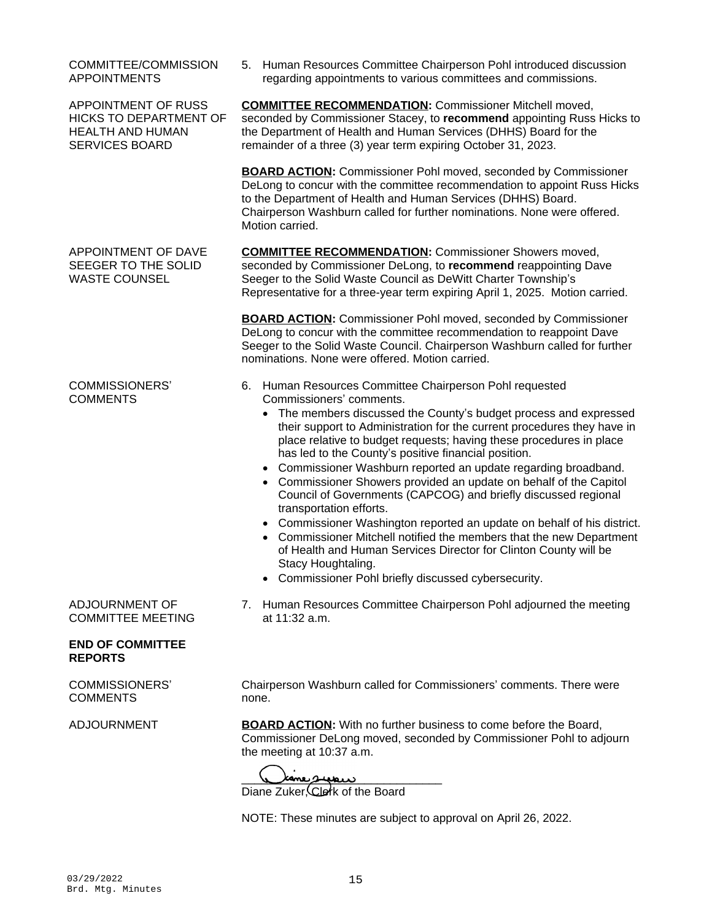| | |
|---|---|
| COMMITTEE/COMMISSION APPOINTMENTS | 5. Human Resources Committee Chairperson Pohl introduced discussion regarding appointments to various committees and commissions. |
| APPOINTMENT OF RUSS HICKS TO DEPARTMENT OF HEALTH AND HUMAN SERVICES BOARD | **COMMITTEE RECOMMENDATION:** Commissioner Mitchell moved, seconded by Commissioner Stacey, to **recommend** appointing Russ Hicks to the Department of Health and Human Services (DHHS) Board for the remainder of a three (3) year term expiring October 31, 2023.<br><br>**BOARD ACTION:** Commissioner Pohl moved, seconded by Commissioner DeLong to concur with the committee recommendation to appoint Russ Hicks to the Department of Health and Human Services (DHHS) Board. Chairperson Washburn called for further nominations. None were offered. Motion carried. |
| APPOINTMENT OF DAVE SEEGER TO THE SOLID WASTE COUNSEL | **COMMITTEE RECOMMENDATION:** Commissioner Showers moved, seconded by Commissioner DeLong, to **recommend** reappointing Dave Seeger to the Solid Waste Council as DeWitt Charter Township's Representative for a three-year term expiring April 1, 2025. Motion carried.<br><br>**BOARD ACTION:** Commissioner Pohl moved, seconded by Commissioner DeLong to concur with the committee recommendation to reappoint Dave Seeger to the Solid Waste Council. Chairperson Washburn called for further nominations. None were offered. Motion carried. |
| COMMISSIONERS' COMMENTS | 6. Human Resources Committee Chairperson Pohl requested Commissioners' comments.<br>• The members discussed the County's budget process and expressed their support to Administration for the current procedures they have in place relative to budget requests; having these procedures in place has led to the County's positive financial position.<br>• Commissioner Washburn reported an update regarding broadband.<br>• Commissioner Showers provided an update on behalf of the Capitol Council of Governments (CAPCOG) and briefly discussed regional transportation efforts.<br>• Commissioner Washington reported an update on behalf of his district.<br>• Commissioner Mitchell notified the members that the new Department of Health and Human Services Director for Clinton County will be Stacy Houghtaling.<br>• Commissioner Pohl briefly discussed cybersecurity. |
| ADJOURNMENT OF COMMITTEE MEETING | 7. Human Resources Committee Chairperson Pohl adjourned the meeting at 11:32 a.m. |
| **END OF COMMITTEE REPORTS** | |
| COMMISSIONERS' COMMENTS | Chairperson Washburn called for Commissioners' comments. There were none. |
| ADJOURNMENT | **BOARD ACTION:** With no further business to come before the Board, Commissioner DeLong moved, seconded by Commissioner Pohl to adjourn the meeting at 10:37 a.m. |

Diane Zuker, Clerk of the Board

NOTE: These minutes are subject to approval on April 26, 2022.

03/29/2022
Brd. Mtg. Minutes